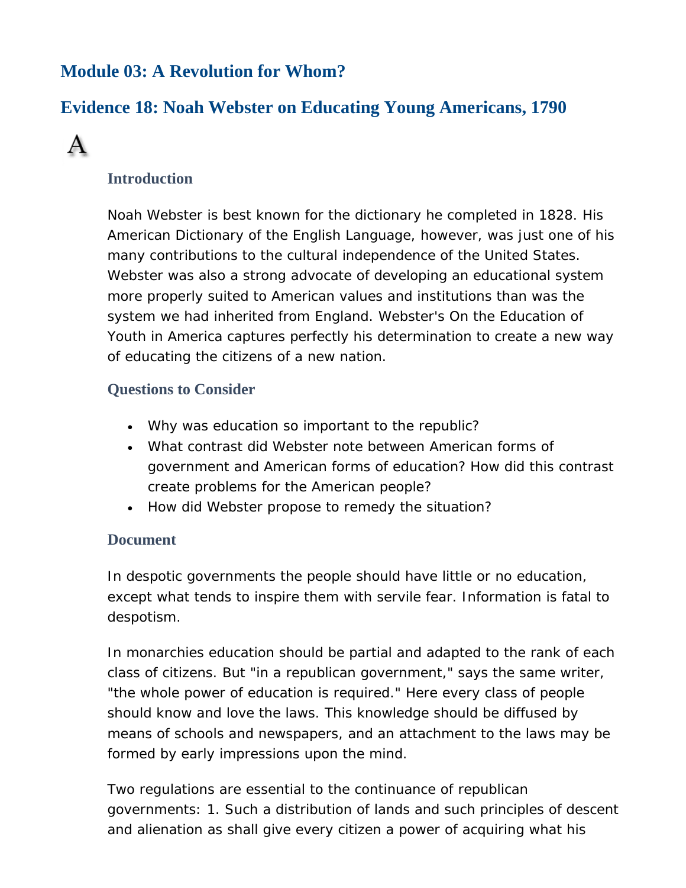# Module 03: A Revolution for Whom?

## Evidence 18: Noah Webster on Educating Young Americans, 1790

A

### Introduction

Noah Webster is best known for the dictionary he completed in 1828. His American Dictionary of the English Language, however, was just one of his many contributions to the cultural independence of the United States. Webster was also a strong advocate of developing an educational system more properly suited to American values and institutions than was the system we had inherited from England. Webster's On the Education of Youth in America captures perfectly his determination to create a new way of educating the citizens of a new nation.

### Questions to Consider

- Why was education so important to the republic?
- What contrast did Webster note between American forms of government and American forms of education? How did this contrast create problems for the American people?
- How did Webster propose to remedy the situation?

### Document

In despotic governments the people should have little or no education, except what tends to inspire them with servile fear. Information is fatal to despotism.

In monarchies education should be partial and adapted to the rank of each class of citizens. But "in a republican government," says the same writer, "the whole power of education is required." Here every class of people should know and love the laws. This knowledge should be diffused by means of schools and newspapers, and an attachment to the laws may be formed by early impressions upon the mind.

Two regulations are essential to the continuance of republican governments: 1. Such a distribution of lands and such principles of descent and alienation as shall give every citizen a power of acquiring what his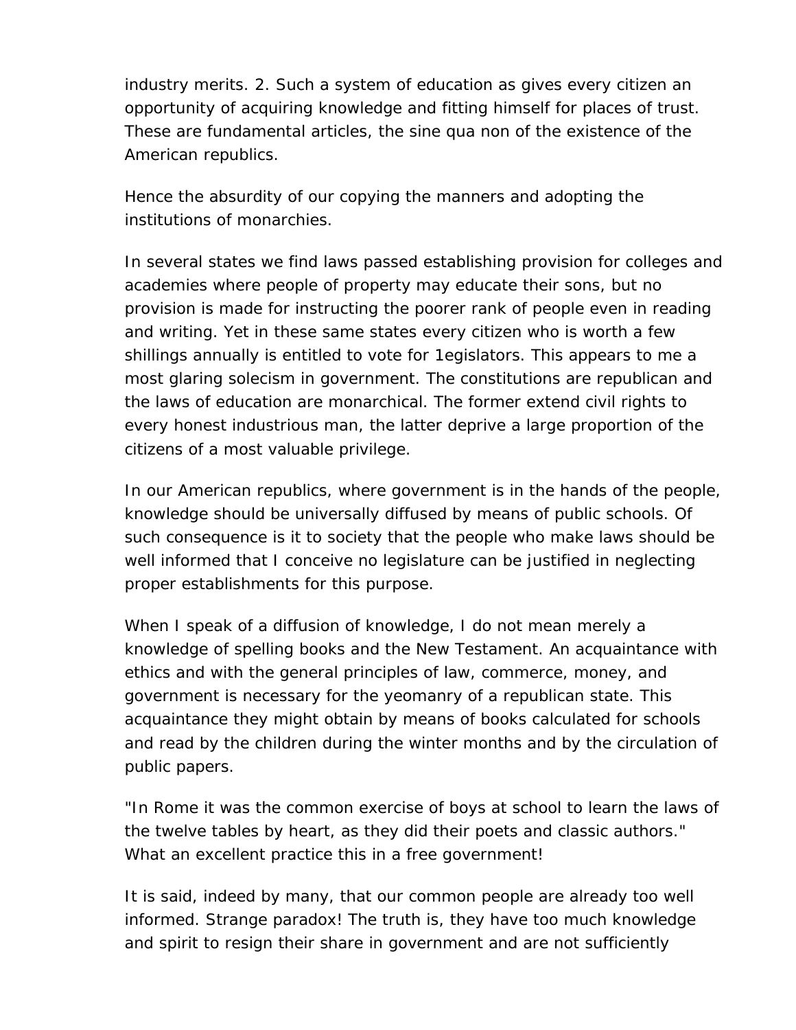industry merits. 2. Such a system of education as gives every citizen an opportunity of acquiring knowledge and fitting himself for places of trust. These are fundamental articles, the sine qua non of the existence of the American republics.

Hence the absurdity of our copying the manners and adopting the institutions of monarchies.

In several states we find laws passed establishing provision for colleges and academies where people of property may educate their sons, but no provision is made for instructing the poorer rank of people even in reading and writing. Yet in these same states every citizen who is worth a few shillings annually is entitled to vote for 1egislators. This appears to me a most glaring solecism in government. The constitutions are republican and the laws of education are monarchical. The former extend civil rights to every honest industrious man, the latter deprive a large proportion of the citizens of a most valuable privilege.

In our American republics, where government is in the hands of the people, knowledge should be universally diffused by means of public schools. Of such consequence is it to society that the people who make laws should be well informed that I conceive no legislature can be justified in neglecting proper establishments for this purpose.

When I speak of a diffusion of knowledge, I do not mean merely a knowledge of spelling books and the New Testament. An acquaintance with ethics and with the general principles of law, commerce, money, and government is necessary for the yeomanry of a republican state. This acquaintance they might obtain by means of books calculated for schools and read by the children during the winter months and by the circulation of public papers.

"In Rome it was the common exercise of boys at school to learn the laws of the twelve tables by heart, as they did their poets and classic authors." What an excellent practice this in a free government!

It is said, indeed by many, that our common people are already too well informed. Strange paradox! The truth is, they have too much knowledge and spirit to resign their share in government and are not sufficiently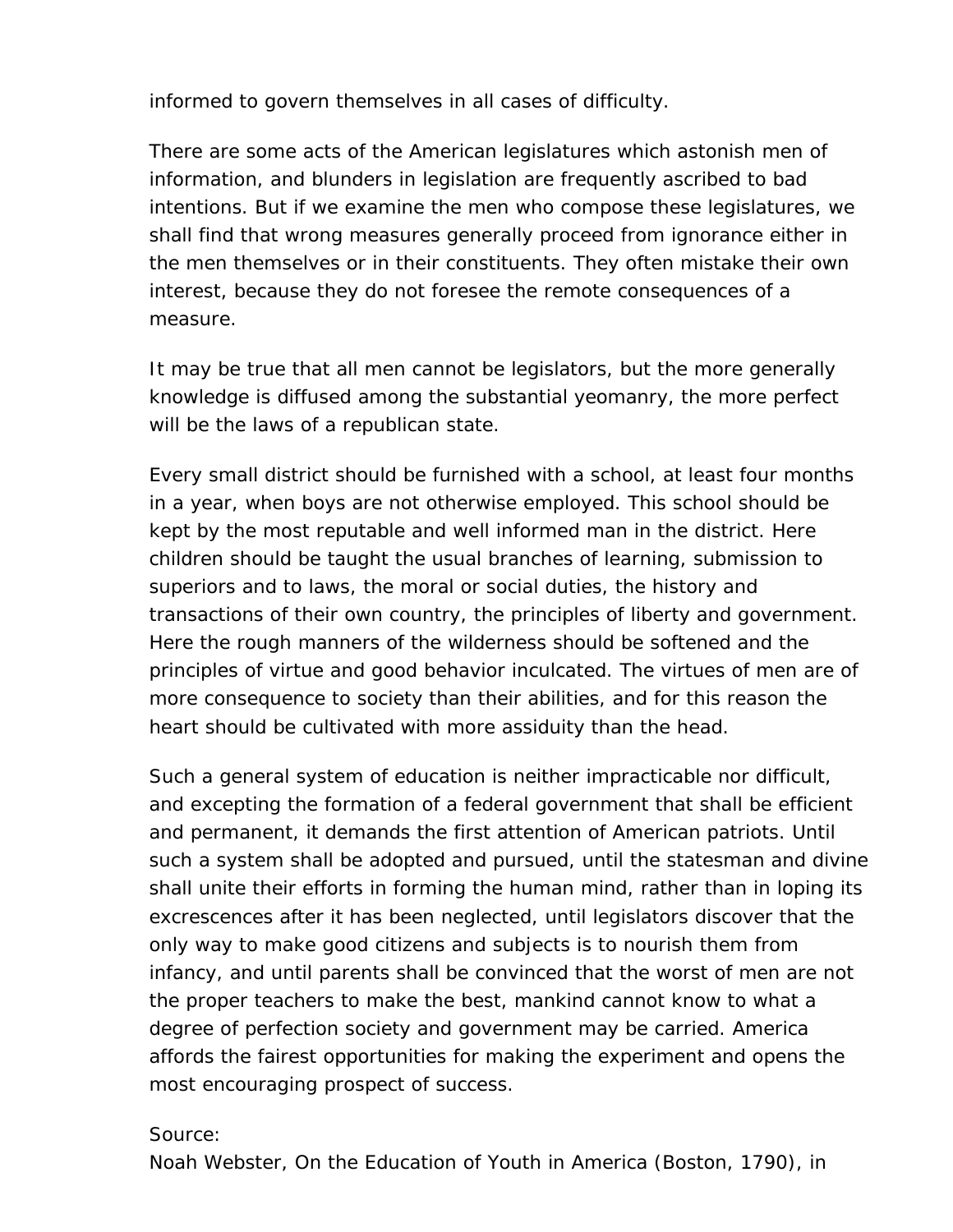informed to govern themselves in all cases of difficulty.

There are some acts of the American legislatures which astonish men of information, and blunders in legislation are frequently ascribed to bad intentions. But if we examine the men who compose these legislatures, we shall find that wrong measures generally proceed from ignorance either in the men themselves or in their constituents. They often mistake their own interest, because they do not foresee the remote consequences of a measure.

It may be true that all men cannot be legislators, but the more generally knowledge is diffused among the substantial yeomanry, the more perfect will be the laws of a republican state.

Every small district should be furnished with a school, at least four months in a year, when boys are not otherwise employed. This school should be kept by the most reputable and well informed man in the district. Here children should be taught the usual branches of learning, submission to superiors and to laws, the moral or social duties, the history and transactions of their own country, the principles of liberty and government. Here the rough manners of the wilderness should be softened and the principles of virtue and good behavior inculcated. The virtues of men are of more consequence to society than their abilities, and for this reason the heart should be cultivated with more assiduity than the head.

Such a general system of education is neither impracticable nor difficult, and excepting the formation of a federal government that shall be efficient and permanent, it demands the first attention of American patriots. Until such a system shall be adopted and pursued, until the statesman and divine shall unite their efforts in forming the human mind, rather than in loping its excrescences after it has been neglected, until legislators discover that the only way to make good citizens and subjects is to nourish them from infancy, and until parents shall be convinced that the worst of men are not the proper teachers to make the best, mankind cannot know to what a degree of perfection society and government may be carried. America affords the fairest opportunities for making the experiment and opens the most encouraging prospect of success.

Source:
Noah Webster, On the Education of Youth in America (Boston, 1790), in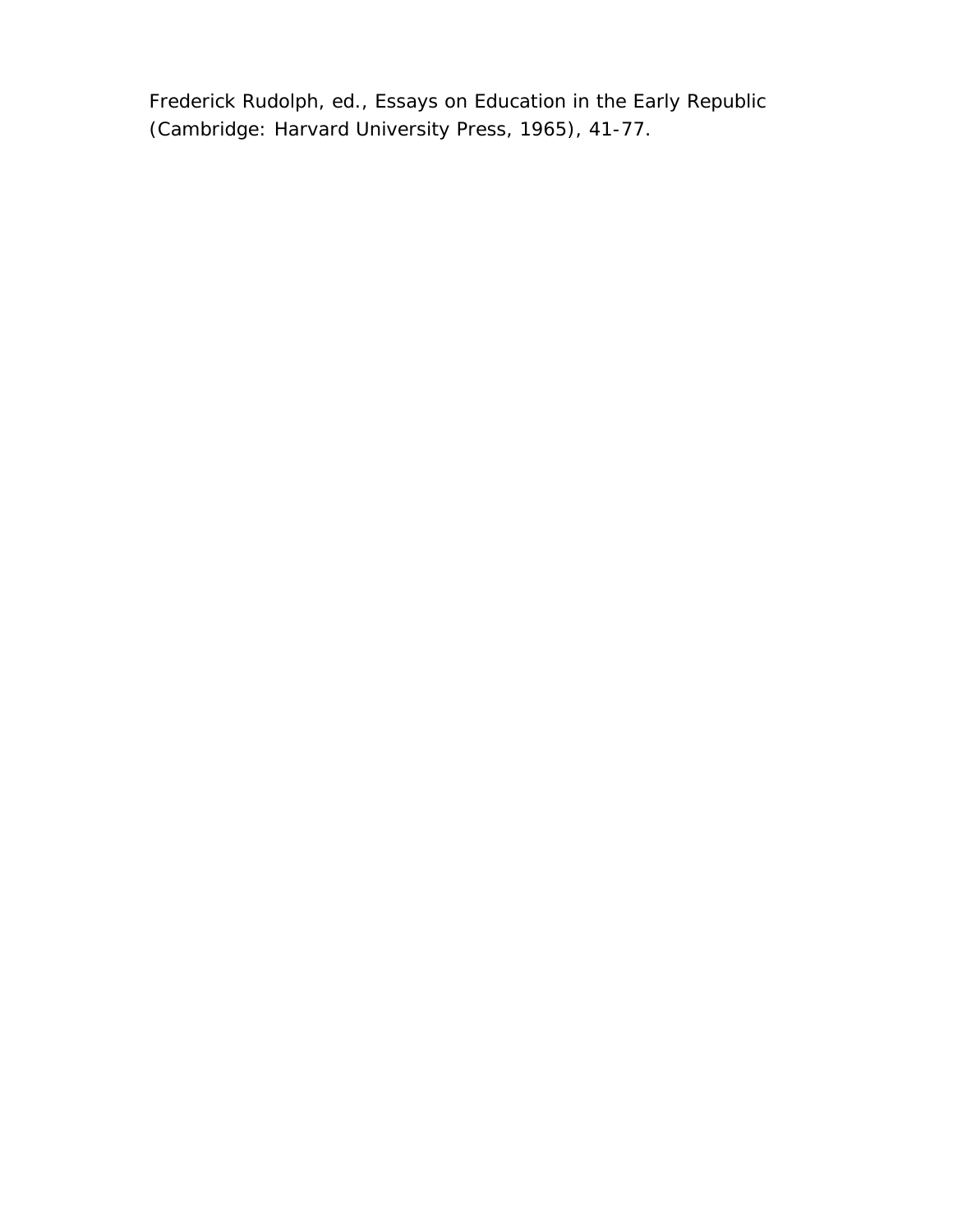Frederick Rudolph, ed., Essays on Education in the Early Republic (Cambridge: Harvard University Press, 1965), 41-77.